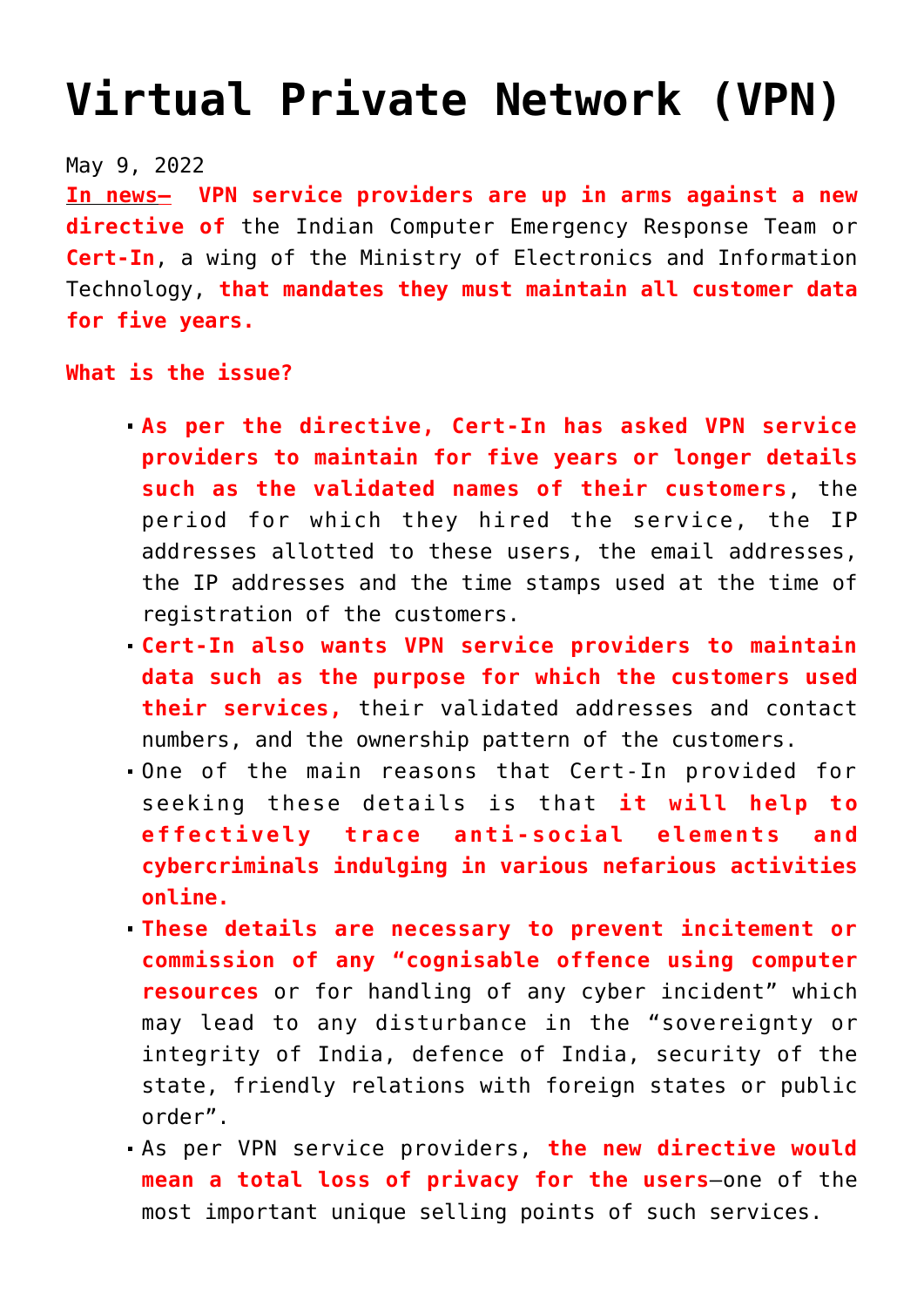# Virtual Private Network (VPN)

May 9, 2022

**In news–** **VPN service providers are up in arms against a new directive of** the Indian Computer Emergency Response Team or **Cert-In**, a wing of the Ministry of Electronics and Information Technology, **that mandates they must maintain all customer data for five years.**

**What is the issue?**

- **As per the directive, Cert-In has asked VPN service providers to maintain for five years or longer details such as the validated names of their customers**, the period for which they hired the service, the IP addresses allotted to these users, the email addresses, the IP addresses and the time stamps used at the time of registration of the customers.
- **Cert-In also wants VPN service providers to maintain data such as the purpose for which the customers used their services,** their validated addresses and contact numbers, and the ownership pattern of the customers.
- One of the main reasons that Cert-In provided for seeking these details is that **it will help to effectively trace anti-social elements and cybercriminals indulging in various nefarious activities online.**
- **These details are necessary to prevent incitement or commission of any "cognisable offence using computer resources** or for handling of any cyber incident" which may lead to any disturbance in the "sovereignty or integrity of India, defence of India, security of the state, friendly relations with foreign states or public order".
- As per VPN service providers, **the new directive would mean a total loss of privacy for the users**—one of the most important unique selling points of such services.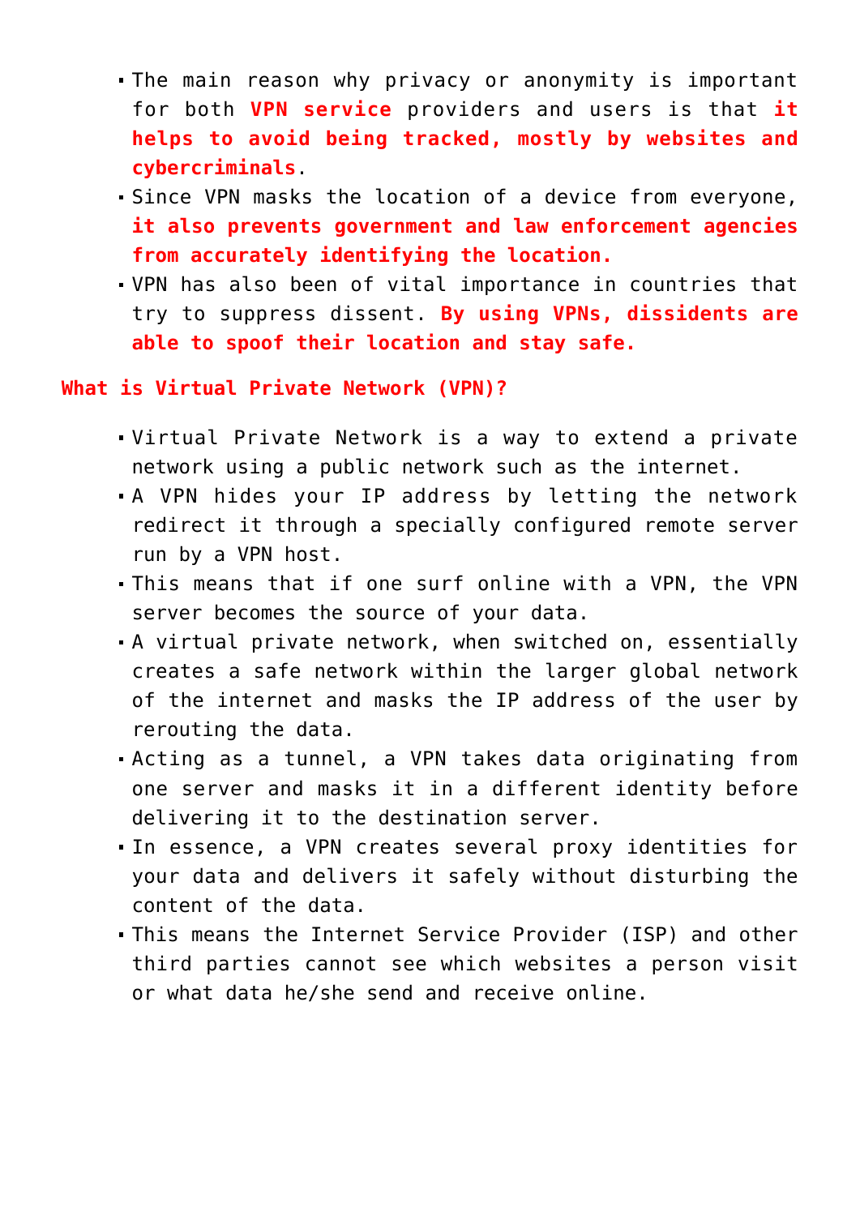- The main reason why privacy or anonymity is important for both **VPN service** providers and users is that **it helps to avoid being tracked, mostly by websites and cybercriminals**.
- Since VPN masks the location of a device from everyone, **it also prevents government and law enforcement agencies from accurately identifying the location.**
- VPN has also been of vital importance in countries that try to suppress dissent. **By using VPNs, dissidents are able to spoof their location and stay safe.**

## What is Virtual Private Network (VPN)?

- Virtual Private Network is a way to extend a private network using a public network such as the internet.
- A VPN hides your IP address by letting the network redirect it through a specially configured remote server run by a VPN host.
- This means that if one surf online with a VPN, the VPN server becomes the source of your data.
- A virtual private network, when switched on, essentially creates a safe network within the larger global network of the internet and masks the IP address of the user by rerouting the data.
- Acting as a tunnel, a VPN takes data originating from one server and masks it in a different identity before delivering it to the destination server.
- In essence, a VPN creates several proxy identities for your data and delivers it safely without disturbing the content of the data.
- This means the Internet Service Provider (ISP) and other third parties cannot see which websites a person visit or what data he/she send and receive online.